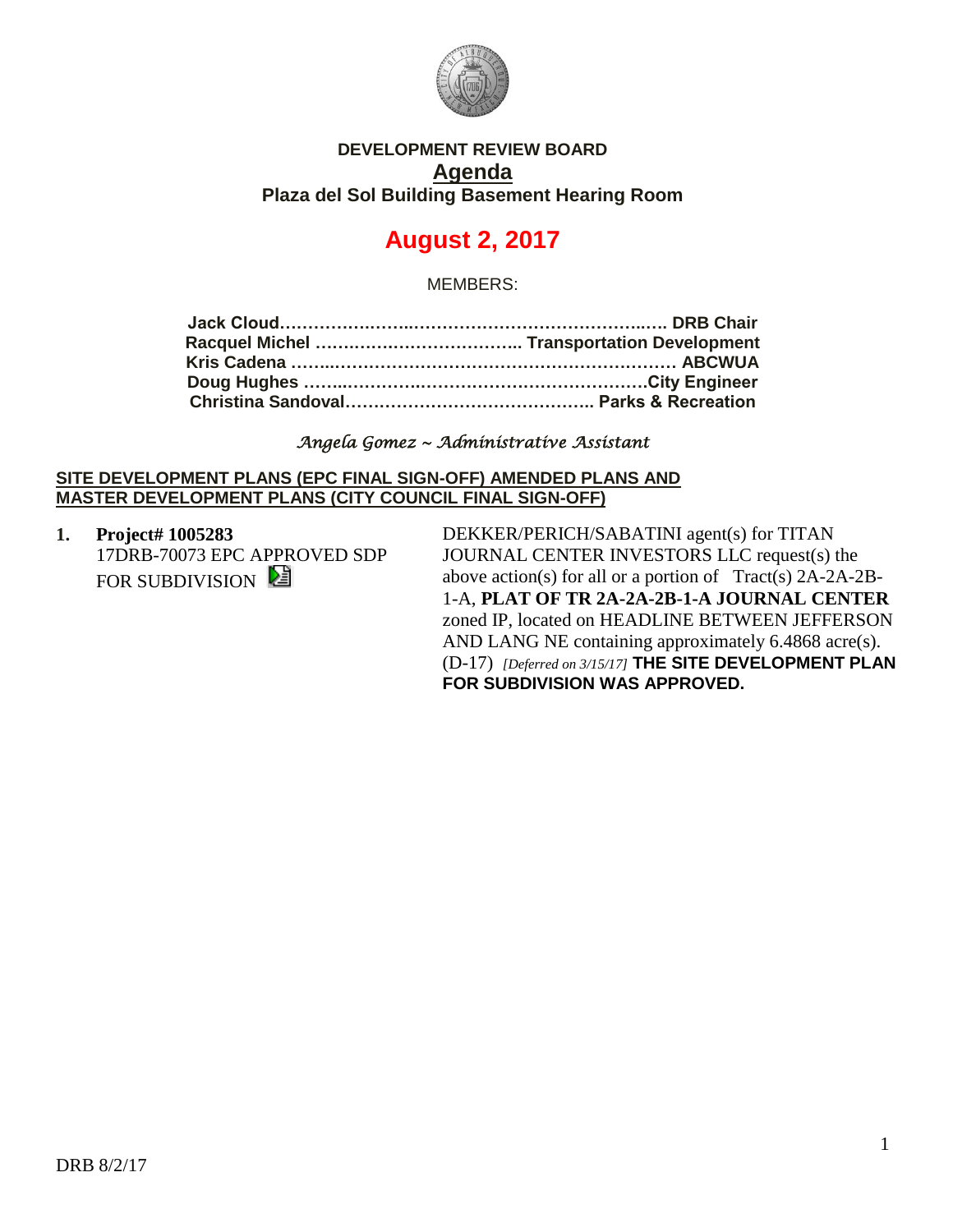**DEVELOPMENT REVIEW BOARD**

# Agenda

**Plaza del Sol Building Basement Hearing Room**

## August 2, 2017

MEMBERS:

**Jack Cloud……………………………………………………………. DRB Chair**
**Racquel Michel ……………………………….. Transportation Development**
**Kris Cadena ………………………………………………………… ABCWUA**
**Doug Hughes …………………………………………………….City Engineer**
**Christina Sandoval…………………………………….. Parks & Recreation**

*Angela Gomez ~ Administrative Assistant*

**SITE DEVELOPMENT PLANS (EPC FINAL SIGN-OFF) AMENDED PLANS AND MASTER DEVELOPMENT PLANS (CITY COUNCIL FINAL SIGN-OFF)**

1. **Project# 1005283**
   17DRB-70073 EPC APPROVED SDP FOR SUBDIVISION

   DEKKER/PERICH/SABATINI agent(s) for TITAN JOURNAL CENTER INVESTORS LLC request(s) the above action(s) for all or a portion of Tract(s) 2A-2A-2B-1-A, **PLAT OF TR 2A-2A-2B-1-A JOURNAL CENTER** zoned IP, located on HEADLINE BETWEEN JEFFERSON AND LANG NE containing approximately 6.4868 acre(s). (D-17) *[Deferred on 3/15/17]* **THE SITE DEVELOPMENT PLAN FOR SUBDIVISION WAS APPROVED.**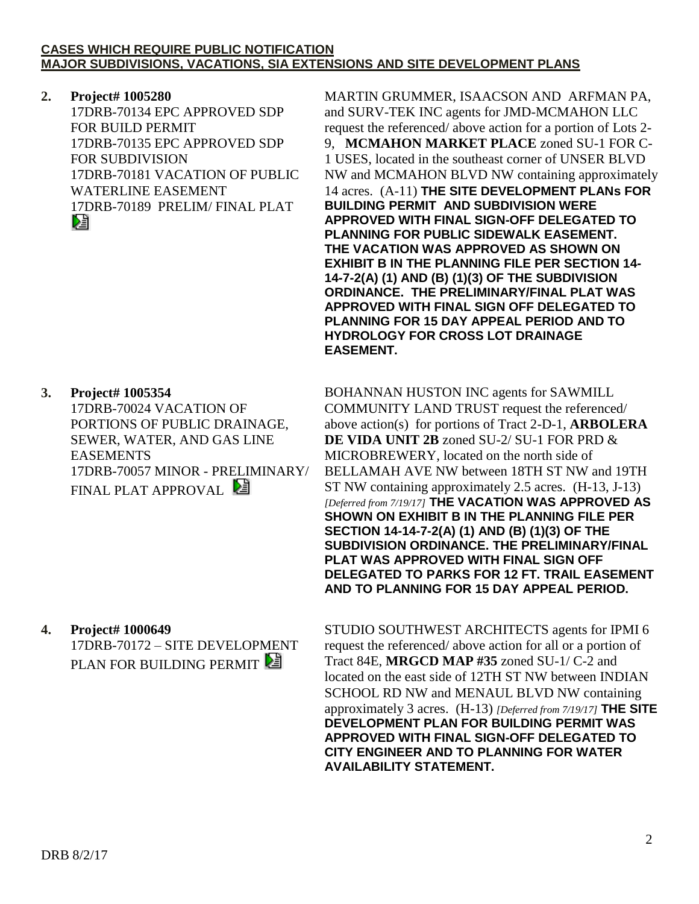**CASES WHICH REQUIRE PUBLIC NOTIFICATION**
**MAJOR SUBDIVISIONS, VACATIONS, SIA EXTENSIONS AND SITE DEVELOPMENT PLANS**

**2. Project# 1005280**
17DRB-70134 EPC APPROVED SDP FOR BUILD PERMIT
17DRB-70135 EPC APPROVED SDP FOR SUBDIVISION
17DRB-70181 VACATION OF PUBLIC WATERLINE EASEMENT
17DRB-70189 PRELIM/ FINAL PLAT

MARTIN GRUMMER, ISAACSON AND ARFMAN PA, and SURV-TEK INC agents for JMD-MCMAHON LLC request the referenced/ above action for a portion of Lots 2-9, **MCMAHON MARKET PLACE** zoned SU-1 FOR C-1 USES, located in the southeast corner of UNSER BLVD NW and MCMAHON BLVD NW containing approximately 14 acres. (A-11) **THE SITE DEVELOPMENT PLANs FOR BUILDING PERMIT AND SUBDIVISION WERE APPROVED WITH FINAL SIGN-OFF DELEGATED TO PLANNING FOR PUBLIC SIDEWALK EASEMENT. THE VACATION WAS APPROVED AS SHOWN ON EXHIBIT B IN THE PLANNING FILE PER SECTION 14-14-7-2(A) (1) AND (B) (1)(3) OF THE SUBDIVISION ORDINANCE. THE PRELIMINARY/FINAL PLAT WAS APPROVED WITH FINAL SIGN OFF DELEGATED TO PLANNING FOR 15 DAY APPEAL PERIOD AND TO HYDROLOGY FOR CROSS LOT DRAINAGE EASEMENT.**

**3. Project# 1005354**
17DRB-70024 VACATION OF PORTIONS OF PUBLIC DRAINAGE, SEWER, WATER, AND GAS LINE EASEMENTS
17DRB-70057 MINOR - PRELIMINARY/ FINAL PLAT APPROVAL

BOHANNAN HUSTON INC agents for SAWMILL COMMUNITY LAND TRUST request the referenced/ above action(s) for portions of Tract 2-D-1, **ARBOLERA DE VIDA UNIT 2B** zoned SU-2/ SU-1 FOR PRD & MICROBREWERY, located on the north side of BELLAMAH AVE NW between 18TH ST NW and 19TH ST NW containing approximately 2.5 acres. (H-13, J-13) *[Deferred from 7/19/17]* **THE VACATION WAS APPROVED AS SHOWN ON EXHIBIT B IN THE PLANNING FILE PER SECTION 14-14-7-2(A) (1) AND (B) (1)(3) OF THE SUBDIVISION ORDINANCE. THE PRELIMINARY/FINAL PLAT WAS APPROVED WITH FINAL SIGN OFF DELEGATED TO PARKS FOR 12 FT. TRAIL EASEMENT AND TO PLANNING FOR 15 DAY APPEAL PERIOD.**

**4. Project# 1000649**
17DRB-70172 – SITE DEVELOPMENT PLAN FOR BUILDING PERMIT

STUDIO SOUTHWEST ARCHITECTS agents for IPMI 6 request the referenced/ above action for all or a portion of Tract 84E, **MRGCD MAP #35** zoned SU-1/ C-2 and located on the east side of 12TH ST NW between INDIAN SCHOOL RD NW and MENAUL BLVD NW containing approximately 3 acres. (H-13) *[Deferred from 7/19/17]* **THE SITE DEVELOPMENT PLAN FOR BUILDING PERMIT WAS APPROVED WITH FINAL SIGN-OFF DELEGATED TO CITY ENGINEER AND TO PLANNING FOR WATER AVAILABILITY STATEMENT.**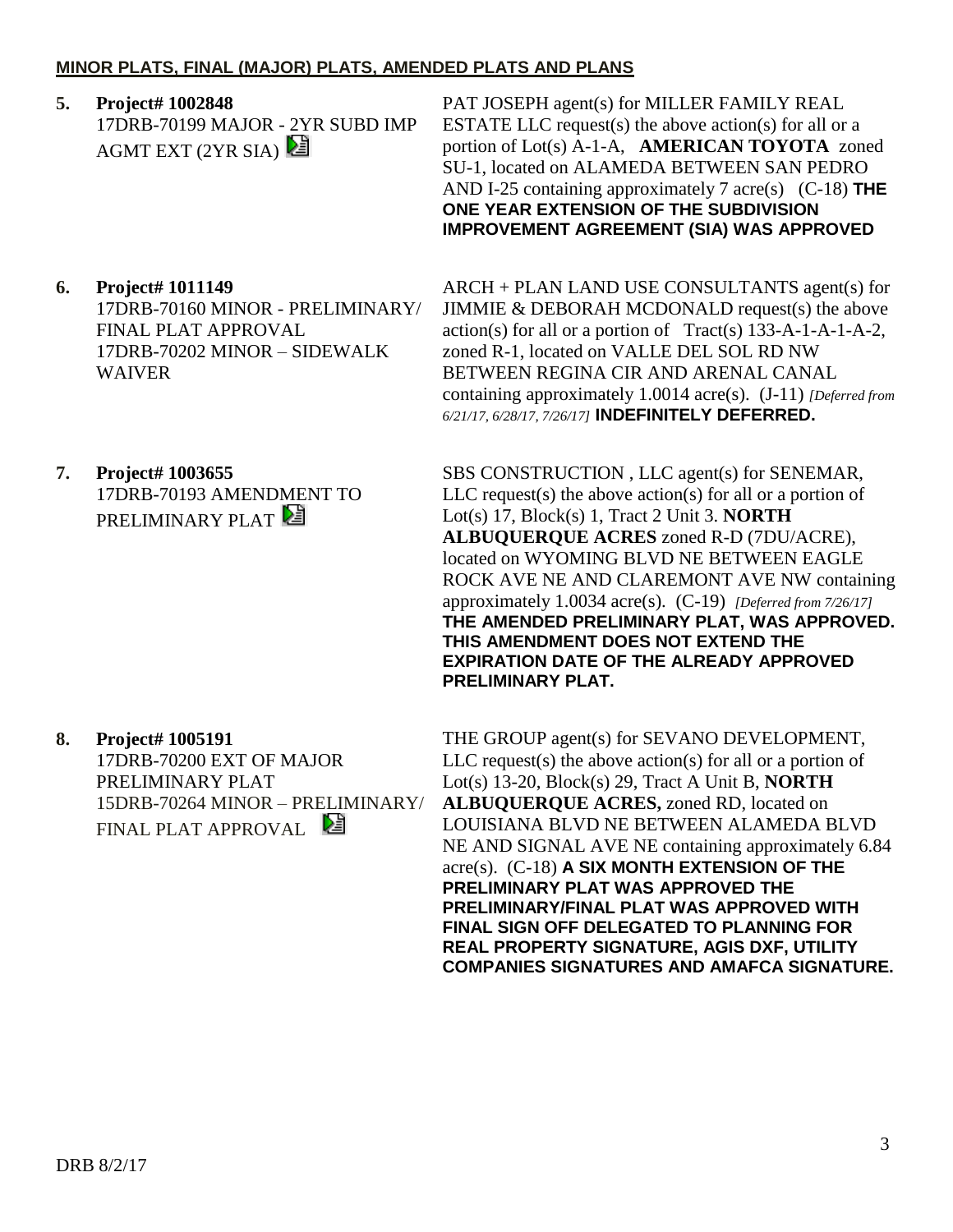**MINOR PLATS, FINAL (MAJOR) PLATS, AMENDED PLATS AND PLANS**

**5. Project# 1002848**
17DRB-70199 MAJOR - 2YR SUBD IMP AGMT EXT (2YR SIA)

PAT JOSEPH agent(s) for MILLER FAMILY REAL ESTATE LLC request(s) the above action(s) for all or a portion of Lot(s) A-1-A, **AMERICAN TOYOTA** zoned SU-1, located on ALAMEDA BETWEEN SAN PEDRO AND I-25 containing approximately 7 acre(s) (C-18) **THE ONE YEAR EXTENSION OF THE SUBDIVISION IMPROVEMENT AGREEMENT (SIA) WAS APPROVED**

**6. Project# 1011149**
17DRB-70160 MINOR - PRELIMINARY/ FINAL PLAT APPROVAL
17DRB-70202 MINOR – SIDEWALK WAIVER

ARCH + PLAN LAND USE CONSULTANTS agent(s) for JIMMIE & DEBORAH MCDONALD request(s) the above action(s) for all or a portion of Tract(s) 133-A-1-A-1-A-2, zoned R-1, located on VALLE DEL SOL RD NW BETWEEN REGINA CIR AND ARENAL CANAL containing approximately 1.0014 acre(s). (J-11) *[Deferred from 6/21/17, 6/28/17, 7/26/17]* **INDEFINITELY DEFERRED.**

**7. Project# 1003655**
17DRB-70193 AMENDMENT TO PRELIMINARY PLAT

SBS CONSTRUCTION , LLC agent(s) for SENEMAR, LLC request(s) the above action(s) for all or a portion of Lot(s) 17, Block(s) 1, Tract 2 Unit 3. **NORTH ALBUQUERQUE ACRES** zoned R-D (7DU/ACRE), located on WYOMING BLVD NE BETWEEN EAGLE ROCK AVE NE AND CLAREMONT AVE NW containing approximately 1.0034 acre(s). (C-19) *[Deferred from 7/26/17]* **THE AMENDED PRELIMINARY PLAT, WAS APPROVED. THIS AMENDMENT DOES NOT EXTEND THE EXPIRATION DATE OF THE ALREADY APPROVED PRELIMINARY PLAT.**

**8. Project# 1005191**
17DRB-70200 EXT OF MAJOR PRELIMINARY PLAT
15DRB-70264 MINOR – PRELIMINARY/ FINAL PLAT APPROVAL

THE GROUP agent(s) for SEVANO DEVELOPMENT, LLC request(s) the above action(s) for all or a portion of Lot(s) 13-20, Block(s) 29, Tract A Unit B, **NORTH ALBUQUERQUE ACRES,** zoned RD, located on LOUISIANA BLVD NE BETWEEN ALAMEDA BLVD NE AND SIGNAL AVE NE containing approximately 6.84 acre(s). (C-18) **A SIX MONTH EXTENSION OF THE PRELIMINARY PLAT WAS APPROVED THE PRELIMINARY/FINAL PLAT WAS APPROVED WITH FINAL SIGN OFF DELEGATED TO PLANNING FOR REAL PROPERTY SIGNATURE, AGIS DXF, UTILITY COMPANIES SIGNATURES AND AMAFCA SIGNATURE.**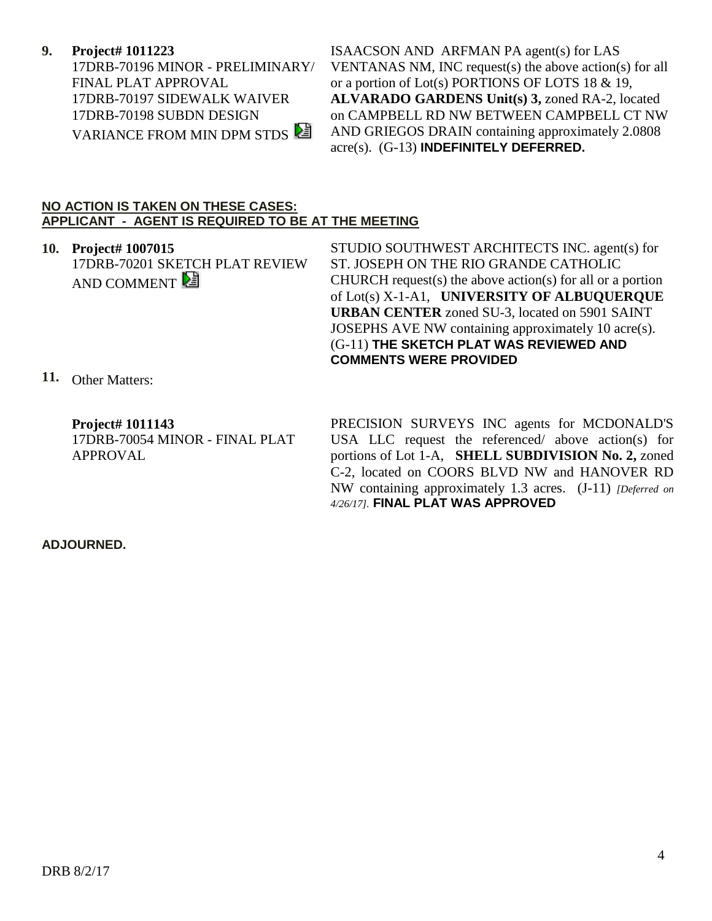**9. Project# 1011223**
17DRB-70196 MINOR - PRELIMINARY/ FINAL PLAT APPROVAL
17DRB-70197 SIDEWALK WAIVER
17DRB-70198 SUBDN DESIGN VARIANCE FROM MIN DPM STDS

ISAACSON AND ARFMAN PA agent(s) for LAS VENTANAS NM, INC request(s) the above action(s) for all or a portion of Lot(s) PORTIONS OF LOTS 18 & 19, **ALVARADO GARDENS Unit(s) 3,** zoned RA-2, located on CAMPBELL RD NW BETWEEN CAMPBELL CT NW AND GRIEGOS DRAIN containing approximately 2.0808 acre(s). (G-13) **INDEFINITELY DEFERRED.**

**NO ACTION IS TAKEN ON THESE CASES:**
**APPLICANT - AGENT IS REQUIRED TO BE AT THE MEETING**

**10. Project# 1007015**
17DRB-70201 SKETCH PLAT REVIEW AND COMMENT

STUDIO SOUTHWEST ARCHITECTS INC. agent(s) for ST. JOSEPH ON THE RIO GRANDE CATHOLIC CHURCH request(s) the above action(s) for all or a portion of Lot(s) X-1-A1, **UNIVERSITY OF ALBUQUERQUE URBAN CENTER** zoned SU-3, located on 5901 SAINT JOSEPHS AVE NW containing approximately 10 acre(s). (G-11) **THE SKETCH PLAT WAS REVIEWED AND COMMENTS WERE PROVIDED**

**11.** Other Matters:

**Project# 1011143**
17DRB-70054 MINOR - FINAL PLAT APPROVAL

PRECISION SURVEYS INC agents for MCDONALD'S USA LLC request the referenced/ above action(s) for portions of Lot 1-A, **SHELL SUBDIVISION No. 2,** zoned C-2, located on COORS BLVD NW and HANOVER RD NW containing approximately 1.3 acres. (J-11) *[Deferred on 4/26/17].* **FINAL PLAT WAS APPROVED**

**ADJOURNED.**

DRB 8/2/17